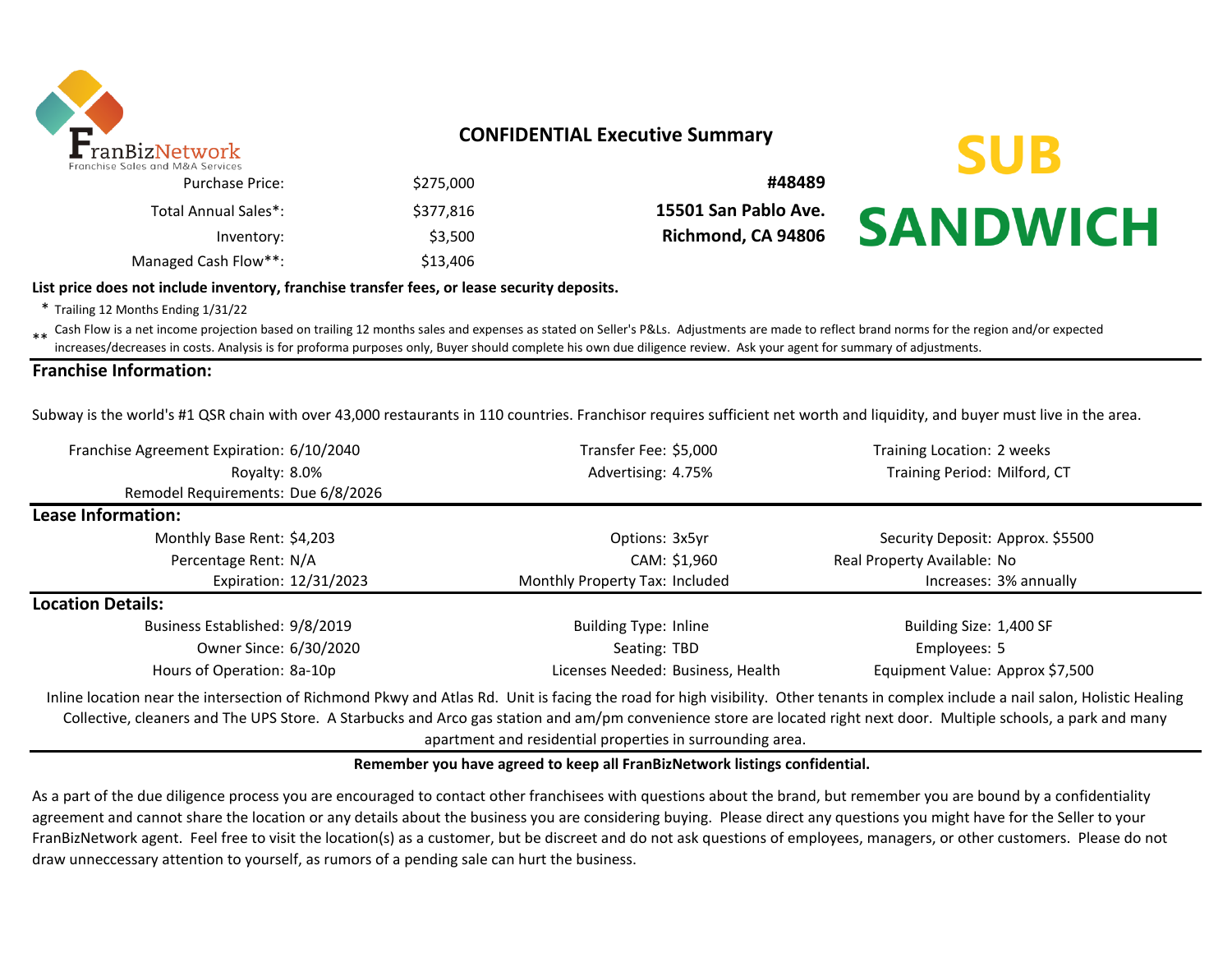FranBizNetwork
Franchise Sales and M&A Services

# CONFIDENTIAL Executive Summary

| | | |
|---|---|---|
| Purchase Price: | $275,000 | **#48489** |
| Total Annual Sales*: | $377,816 | **15501 San Pablo Ave.** |
| Inventory: | $3,500 | **Richmond, CA 94806** |
| Managed Cash Flow**: | $13,406 | |

**SUB SANDWICH**

**List price does not include inventory, franchise transfer fees, or lease security deposits.**

\* Trailing 12 Months Ending 1/31/22

\*\* Cash Flow is a net income projection based on trailing 12 months sales and expenses as stated on Seller's P&Ls. Adjustments are made to reflect brand norms for the region and/or expected increases/decreases in costs. Analysis is for proforma purposes only, Buyer should complete his own due diligence review. Ask your agent for summary of adjustments.

## Franchise Information:

Subway is the world's #1 QSR chain with over 43,000 restaurants in 110 countries. Franchisor requires sufficient net worth and liquidity, and buyer must live in the area.

| | | | | | |
|---|---|---|---|---|---|
| Franchise Agreement Expiration: | 6/10/2040 | Transfer Fee: | $5,000 | Training Location: | 2 weeks |
| Royalty: | 8.0% | Advertising: | 4.75% | Training Period: | Milford, CT |
| Remodel Requirements: | Due 6/8/2026 | | | | |

## Lease Information:

| | | | | | |
|---|---|---|---|---|---|
| Monthly Base Rent: | $4,203 | Options: | 3x5yr | Security Deposit: | Approx. $5500 |
| Percentage Rent: | N/A | CAM: | $1,960 | Real Property Available: | No |
| Expiration: | 12/31/2023 | Monthly Property Tax: | Included | Increases: | 3% annually |

## Location Details:

| | | | | | |
|---|---|---|---|---|---|
| Business Established: | 9/8/2019 | Building Type: | Inline | Building Size: | 1,400 SF |
| Owner Since: | 6/30/2020 | Seating: | TBD | Employees: | 5 |
| Hours of Operation: | 8a-10p | Licenses Needed: | Business, Health | Equipment Value: | Approx $7,500 |

Inline location near the intersection of Richmond Pkwy and Atlas Rd. Unit is facing the road for high visibility. Other tenants in complex include a nail salon, Holistic Healing Collective, cleaners and The UPS Store. A Starbucks and Arco gas station and am/pm convenience store are located right next door. Multiple schools, a park and many apartment and residential properties in surrounding area.

**Remember you have agreed to keep all FranBizNetwork listings confidential.**

As a part of the due diligence process you are encouraged to contact other franchisees with questions about the brand, but remember you are bound by a confidentiality agreement and cannot share the location or any details about the business you are considering buying. Please direct any questions you might have for the Seller to your FranBizNetwork agent. Feel free to visit the location(s) as a customer, but be discreet and do not ask questions of employees, managers, or other customers. Please do not draw unneccessary attention to yourself, as rumors of a pending sale can hurt the business.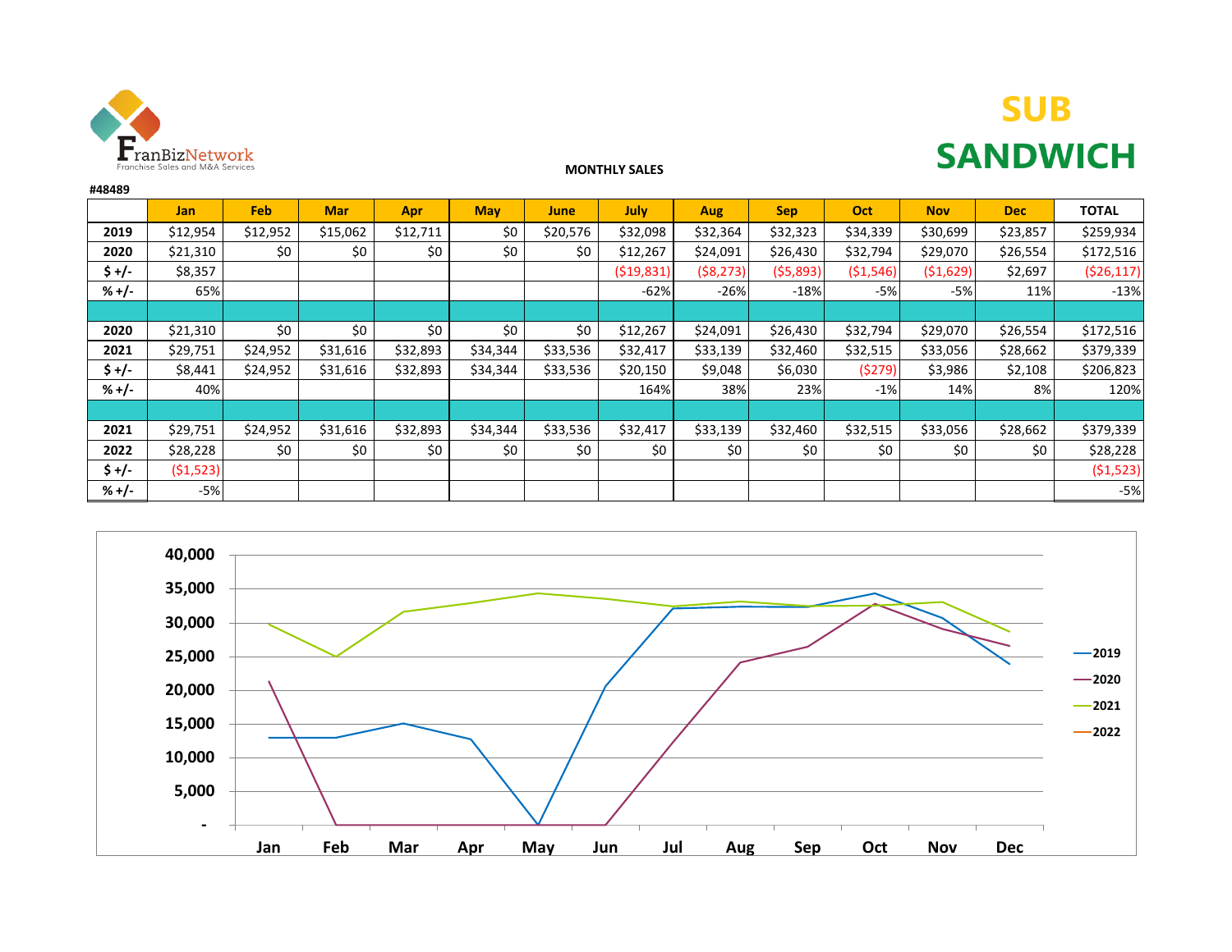FranBizNetwork
Franchise Sales and M&A Services

# SUB SANDWICH

**MONTHLY SALES**

#48489

| | Jan | Feb | Mar | Apr | May | June | July | Aug | Sep | Oct | Nov | Dec | TOTAL |
|---|---|---|---|---|---|---|---|---|---|---|---|---|---|
| 2019 | $12,954 | $12,952 | $15,062 | $12,711 | $0 | $20,576 | $32,098 | $32,364 | $32,323 | $34,339 | $30,699 | $23,857 | $259,934 |
| 2020 | $21,310 | $0 | $0 | $0 | $0 | $0 | $12,267 | $24,091 | $26,430 | $32,794 | $29,070 | $26,554 | $172,516 |
| $ +/- | $8,357 | | | | | | ($19,831) | ($8,273) | ($5,893) | ($1,546) | ($1,629) | $2,697 | ($26,117) |
| % +/- | 65% | | | | | | -62% | -26% | -18% | -5% | -5% | 11% | -13% |
| | | | | | | | | | | | | | |
| 2020 | $21,310 | $0 | $0 | $0 | $0 | $0 | $12,267 | $24,091 | $26,430 | $32,794 | $29,070 | $26,554 | $172,516 |
| 2021 | $29,751 | $24,952 | $31,616 | $32,893 | $34,344 | $33,536 | $32,417 | $33,139 | $32,460 | $32,515 | $33,056 | $28,662 | $379,339 |
| $ +/- | $8,441 | $24,952 | $31,616 | $32,893 | $34,344 | $33,536 | $20,150 | $9,048 | $6,030 | ($279) | $3,986 | $2,108 | $206,823 |
| % +/- | 40% | | | | | | 164% | 38% | 23% | -1% | 14% | 8% | 120% |
| | | | | | | | | | | | | | |
| 2021 | $29,751 | $24,952 | $31,616 | $32,893 | $34,344 | $33,536 | $32,417 | $33,139 | $32,460 | $32,515 | $33,056 | $28,662 | $379,339 |
| 2022 | $28,228 | $0 | $0 | $0 | $0 | $0 | $0 | $0 | $0 | $0 | $0 | $0 | $28,228 |
| $ +/- | ($1,523) | | | | | | | | | | | | ($1,523) |
| % +/- | -5% | | | | | | | | | | | | -5% |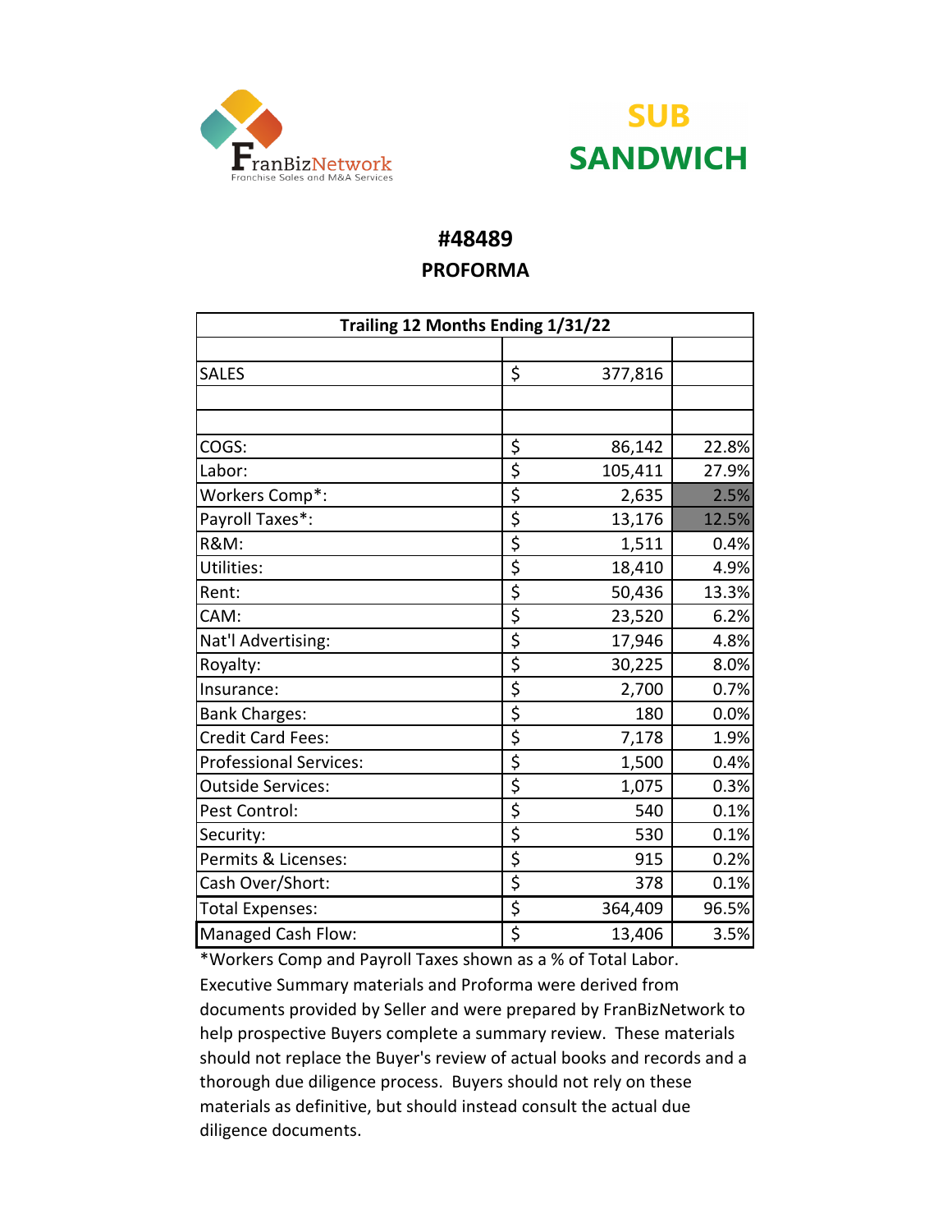FranBizNetwork
Franchise Sales and M&A Services

SUB SANDWICH

# #48489

## PROFORMA

| Trailing 12 Months Ending 1/31/22 | | | |
|---|---|---|---|
| | | | |
| SALES | $ | 377,816 | |
| | | | |
| | | | |
| COGS: | $ | 86,142 | 22.8% |
| Labor: | $ | 105,411 | 27.9% |
| Workers Comp*: | $ | 2,635 | 2.5% |
| Payroll Taxes*: | $ | 13,176 | 12.5% |
| R&M: | $ | 1,511 | 0.4% |
| Utilities: | $ | 18,410 | 4.9% |
| Rent: | $ | 50,436 | 13.3% |
| CAM: | $ | 23,520 | 6.2% |
| Nat'l Advertising: | $ | 17,946 | 4.8% |
| Royalty: | $ | 30,225 | 8.0% |
| Insurance: | $ | 2,700 | 0.7% |
| Bank Charges: | $ | 180 | 0.0% |
| Credit Card Fees: | $ | 7,178 | 1.9% |
| Professional Services: | $ | 1,500 | 0.4% |
| Outside Services: | $ | 1,075 | 0.3% |
| Pest Control: | $ | 540 | 0.1% |
| Security: | $ | 530 | 0.1% |
| Permits & Licenses: | $ | 915 | 0.2% |
| Cash Over/Short: | $ | 378 | 0.1% |
| Total Expenses: | $ | 364,409 | 96.5% |
| Managed Cash Flow: | $ | 13,406 | 3.5% |

*Workers Comp and Payroll Taxes shown as a % of Total Labor.

Executive Summary materials and Proforma were derived from documents provided by Seller and were prepared by FranBizNetwork to help prospective Buyers complete a summary review. These materials should not replace the Buyer's review of actual books and records and a thorough due diligence process. Buyers should not rely on these materials as definitive, but should instead consult the actual due diligence documents.